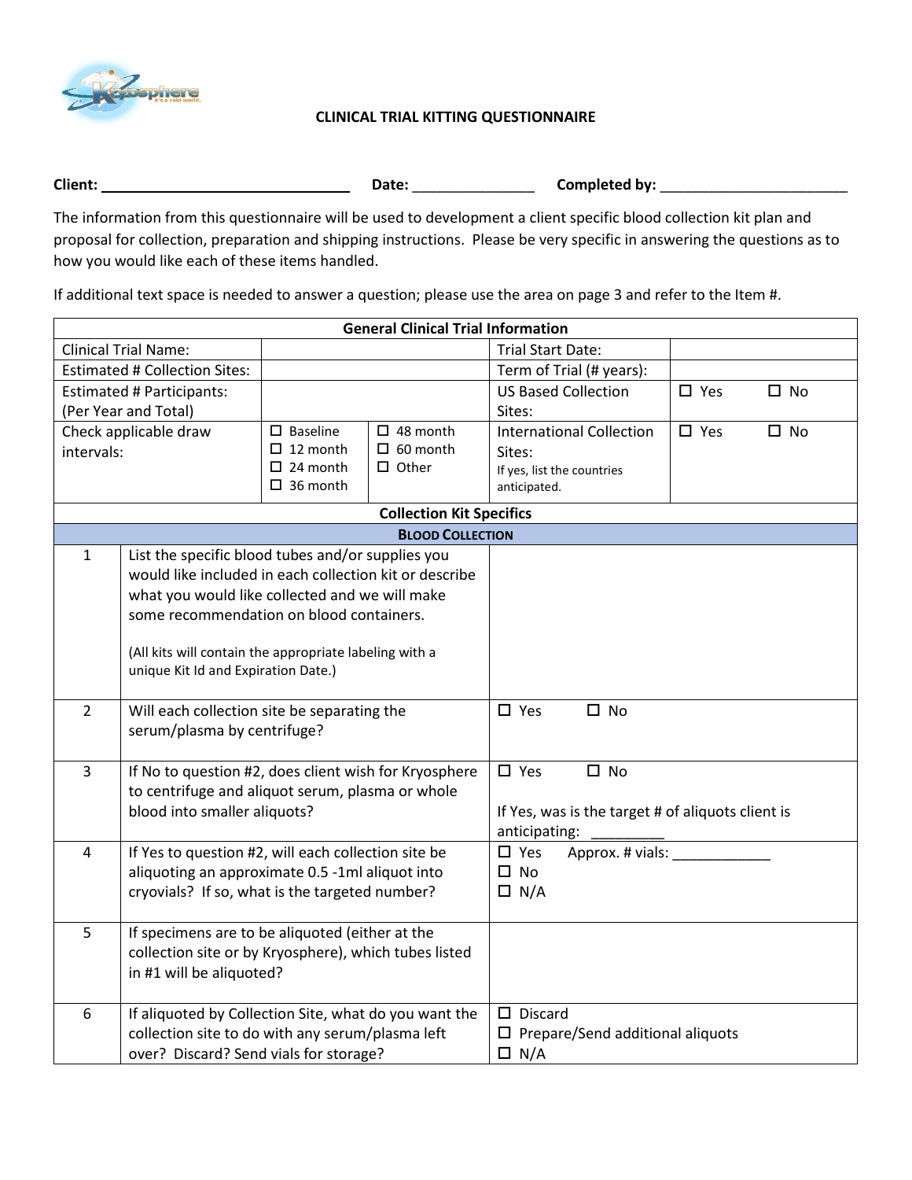# CLINICAL TRIAL KITTING QUESTIONNAIRE

**Client:** _______________________________ **Date:** _______________ **Completed by:** ________________________

The information from this questionnaire will be used to development a client specific blood collection kit plan and proposal for collection, preparation and shipping instructions. Please be very specific in answering the questions as to how you would like each of these items handled.

If additional text space is needed to answer a question; please use the area on page 3 and refer to the Item #.

| **General Clinical Trial Information** | | | | |
|---|---|---|---|---|
| Clinical Trial Name: | | | Trial Start Date: | |
| Estimated # Collection Sites: | | | Term of Trial (# years): | |
| Estimated # Participants: (Per Year and Total) | | | US Based Collection Sites: | ☐ Yes ☐ No |
| Check applicable draw intervals: | ☐ Baseline<br>☐ 12 month<br>☐ 24 month<br>☐ 36 month | ☐ 48 month<br>☐ 60 month<br>☐ Other | International Collection Sites:<br>If yes, list the countries anticipated. | ☐ Yes ☐ No |

| **Collection Kit Specifics** | | |
|---|---|---|
| **BLOOD COLLECTION** | | |
| 1 | List the specific blood tubes and/or supplies you would like included in each collection kit or describe what you would like collected and we will make some recommendation on blood containers.<br><br>(All kits will contain the appropriate labeling with a unique Kit Id and Expiration Date.) | |
| 2 | Will each collection site be separating the serum/plasma by centrifuge? | ☐ Yes ☐ No |
| 3 | If No to question #2, does client wish for Kryosphere to centrifuge and aliquot serum, plasma or whole blood into smaller aliquots? | ☐ Yes ☐ No<br><br>If Yes, was is the target # of aliquots client is anticipating: _________ |
| 4 | If Yes to question #2, will each collection site be aliquoting an approximate 0.5 -1ml aliquot into cryovials? If so, what is the targeted number? | ☐ Yes Approx. # vials: ____________<br>☐ No<br>☐ N/A |
| 5 | If specimens are to be aliquoted (either at the collection site or by Kryosphere), which tubes listed in #1 will be aliquoted? | |
| 6 | If aliquoted by Collection Site, what do you want the collection site to do with any serum/plasma left over? Discard? Send vials for storage? | ☐ Discard<br>☐ Prepare/Send additional aliquots<br>☐ N/A |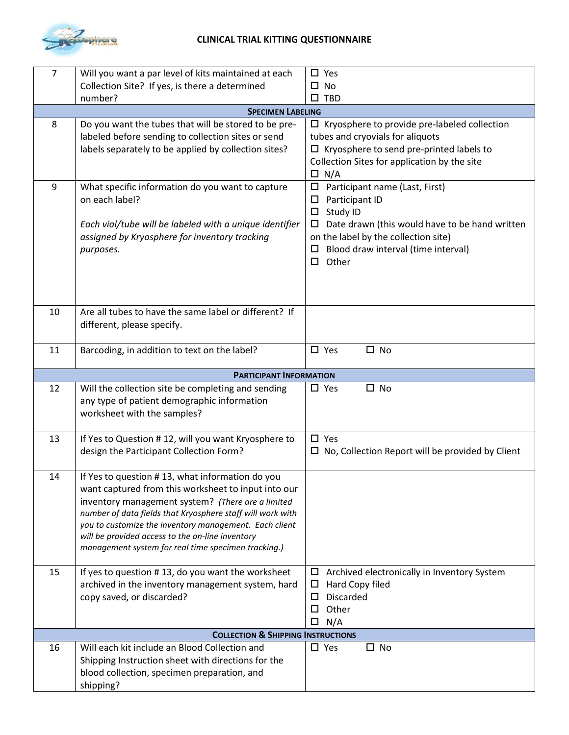**CLINICAL TRIAL KITTING QUESTIONNAIRE**

| | | |
|---|---|---|
| 7 | Will you want a par level of kits maintained at each Collection Site? If yes, is there a determined number? | ☐ Yes<br>☐ No<br>☐ TBD |
| | **SPECIMEN LABELING** | |
| 8 | Do you want the tubes that will be stored to be pre-labeled before sending to collection sites or send labels separately to be applied by collection sites? | ☐ Kryosphere to provide pre-labeled collection tubes and cryovials for aliquots<br>☐ Kryosphere to send pre-printed labels to Collection Sites for application by the site<br>☐ N/A |
| 9 | What specific information do you want to capture on each label?<br><br>*Each vial/tube will be labeled with a unique identifier assigned by Kryosphere for inventory tracking purposes.* | ☐ Participant name (Last, First)<br>☐ Participant ID<br>☐ Study ID<br>☐ Date drawn (this would have to be hand written on the label by the collection site)<br>☐ Blood draw interval (time interval)<br>☐ Other |
| 10 | Are all tubes to have the same label or different? If different, please specify. | |
| 11 | Barcoding, in addition to text on the label? | ☐ Yes ☐ No |
| | **PARTICIPANT INFORMATION** | |
| 12 | Will the collection site be completing and sending any type of patient demographic information worksheet with the samples? | ☐ Yes ☐ No |
| 13 | If Yes to Question # 12, will you want Kryosphere to design the Participant Collection Form? | ☐ Yes<br>☐ No, Collection Report will be provided by Client |
| 14 | If Yes to question # 13, what information do you want captured from this worksheet to input into our inventory management system? *(There are a limited number of data fields that Kryosphere staff will work with you to customize the inventory management. Each client will be provided access to the on-line inventory management system for real time specimen tracking.)* | |
| 15 | If yes to question # 13, do you want the worksheet archived in the inventory management system, hard copy saved, or discarded? | ☐ Archived electronically in Inventory System<br>☐ Hard Copy filed<br>☐ Discarded<br>☐ Other<br>☐ N/A |
| | **COLLECTION & SHIPPING INSTRUCTIONS** | |
| 16 | Will each kit include an Blood Collection and Shipping Instruction sheet with directions for the blood collection, specimen preparation, and shipping? | ☐ Yes ☐ No |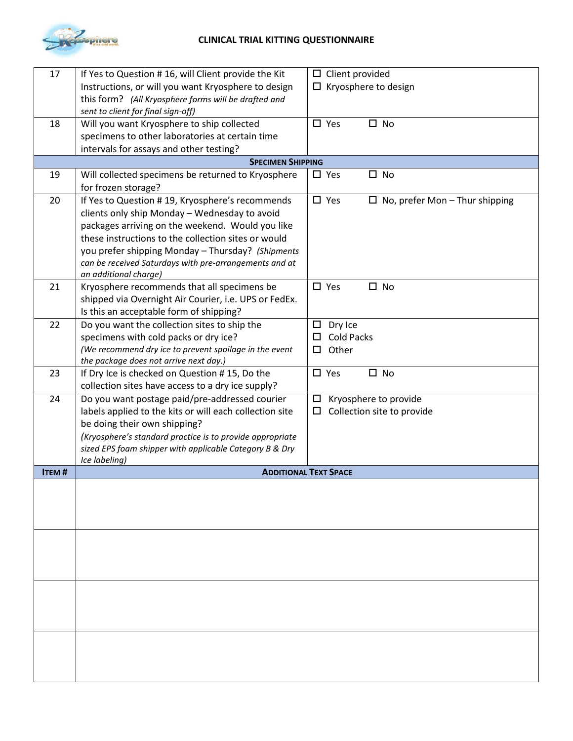# CLINICAL TRIAL KITTING QUESTIONNAIRE

| | | |
|---|---|---|
| 17 | If Yes to Question # 16, will Client provide the Kit Instructions, or will you want Kryosphere to design this form? *(All Kryosphere forms will be drafted and sent to client for final sign-off)* | ☐ Client provided<br>☐ Kryosphere to design |
| 18 | Will you want Kryosphere to ship collected specimens to other laboratories at certain time intervals for assays and other testing? | ☐ Yes ☐ No |
| | **SPECIMEN SHIPPING** | |
| 19 | Will collected specimens be returned to Kryosphere for frozen storage? | ☐ Yes ☐ No |
| 20 | If Yes to Question # 19, Kryosphere's recommends clients only ship Monday – Wednesday to avoid packages arriving on the weekend. Would you like these instructions to the collection sites or would you prefer shipping Monday – Thursday? *(Shipments can be received Saturdays with pre-arrangements and at an additional charge)* | ☐ Yes ☐ No, prefer Mon – Thur shipping |
| 21 | Kryosphere recommends that all specimens be shipped via Overnight Air Courier, i.e. UPS or FedEx. Is this an acceptable form of shipping? | ☐ Yes ☐ No |
| 22 | Do you want the collection sites to ship the specimens with cold packs or dry ice? *(We recommend dry ice to prevent spoilage in the event the package does not arrive next day.)* | ☐ Dry Ice<br>☐ Cold Packs<br>☐ Other |
| 23 | If Dry Ice is checked on Question # 15, Do the collection sites have access to a dry ice supply? | ☐ Yes ☐ No |
| 24 | Do you want postage paid/pre-addressed courier labels applied to the kits or will each collection site be doing their own shipping? *(Kryosphere's standard practice is to provide appropriate sized EPS foam shipper with applicable Category B & Dry Ice labeling)* | ☐ Kryosphere to provide<br>☐ Collection site to provide |

| **ITEM #** | **ADDITIONAL TEXT SPACE** |
|---|---|
| | |
| | |
| | |
| | |